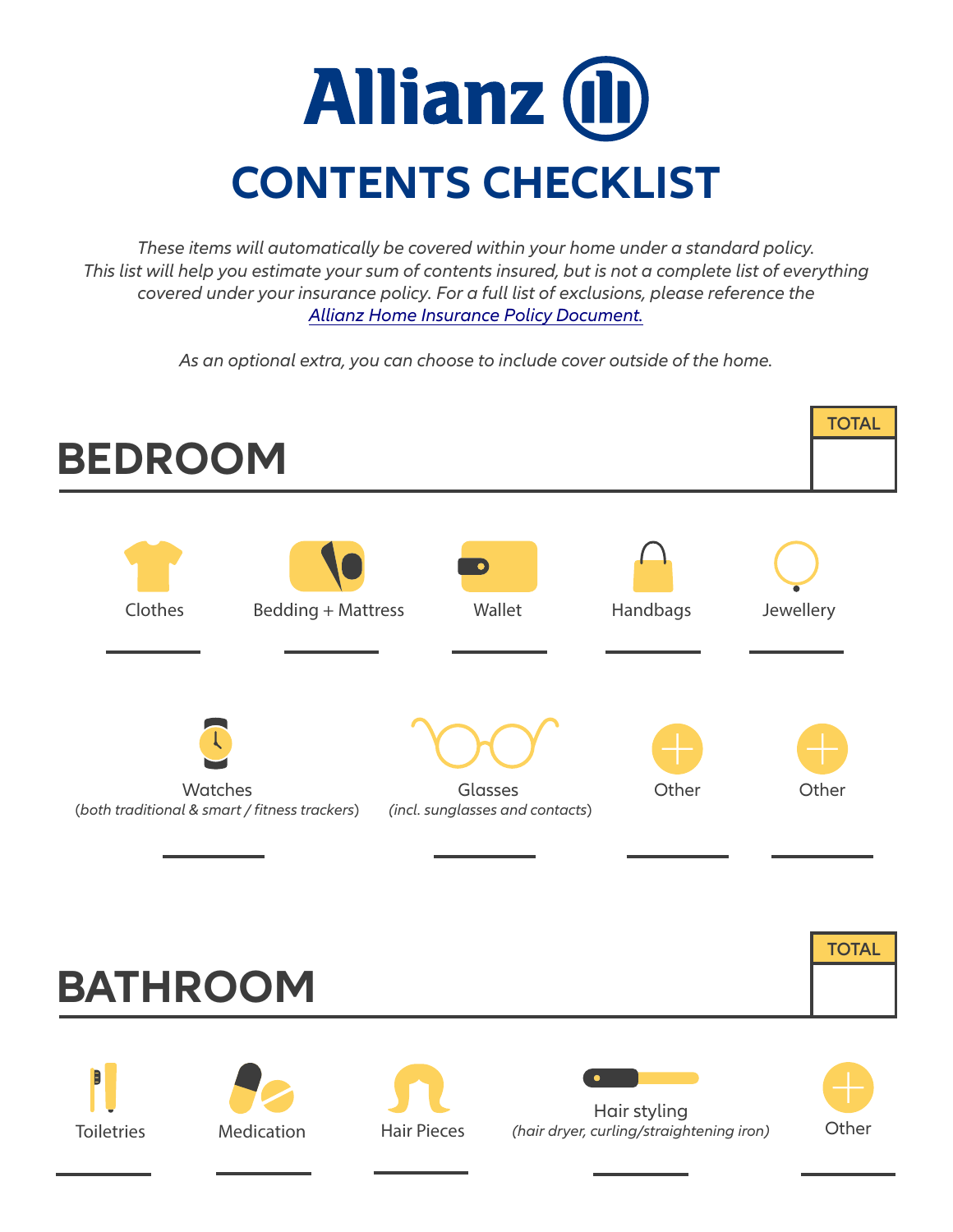# Allianz

# CONTENTS CHECKLIST

*These items will automatically be covered within your home under a standard policy. This list will help you estimate your sum of contents insured, but is not a complete list of everything covered under your insurance policy. For a full list of exclusions, please reference the [Allianz Home Insurance Policy Document.](#)*

*As an optional extra, you can choose to include cover outside of the home.*

## BEDROOM

**TOTAL**: ______

- Clothes ______
- Bedding + Mattress ______
- Wallet ______
- Handbags ______
- Jewellery ______
- Watches (*both traditional & smart / fitness trackers*) ______
- Glasses (*incl. sunglasses and contacts*) ______
- Other ______
- Other ______

## BATHROOM

**TOTAL**: ______

- Toiletries ______
- Medication ______
- Hair Pieces ______
- Hair styling (*hair dryer, curling/straightening iron*) ______
- Other ______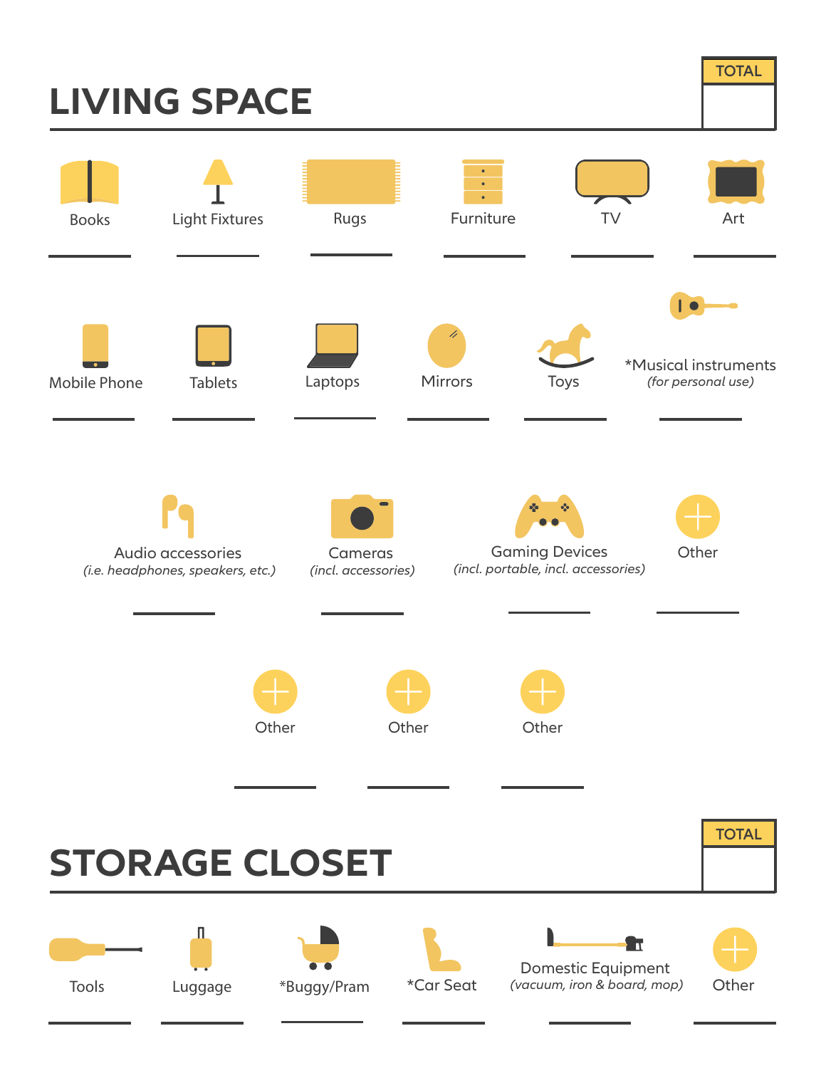## LIVING SPACE

TOTAL

Books ______

Light Fixtures ______

Rugs ______

Furniture ______

TV ______

Art ______

Mobile Phone ______

Tablets ______

Laptops ______

Mirrors ______

Toys ______

*Musical instruments *(for personal use)* ______

Audio accessories *(i.e. headphones, speakers, etc.)* ______

Cameras *(incl. accessories)* ______

Gaming Devices *(incl. portable, incl. accessories)* ______

Other ______

Other ______

Other ______

Other ______

## STORAGE CLOSET

TOTAL

Tools ______

Luggage ______

*Buggy/Pram ______

*Car Seat ______

Domestic Equipment *(vacuum, iron & board, mop)* ______

Other ______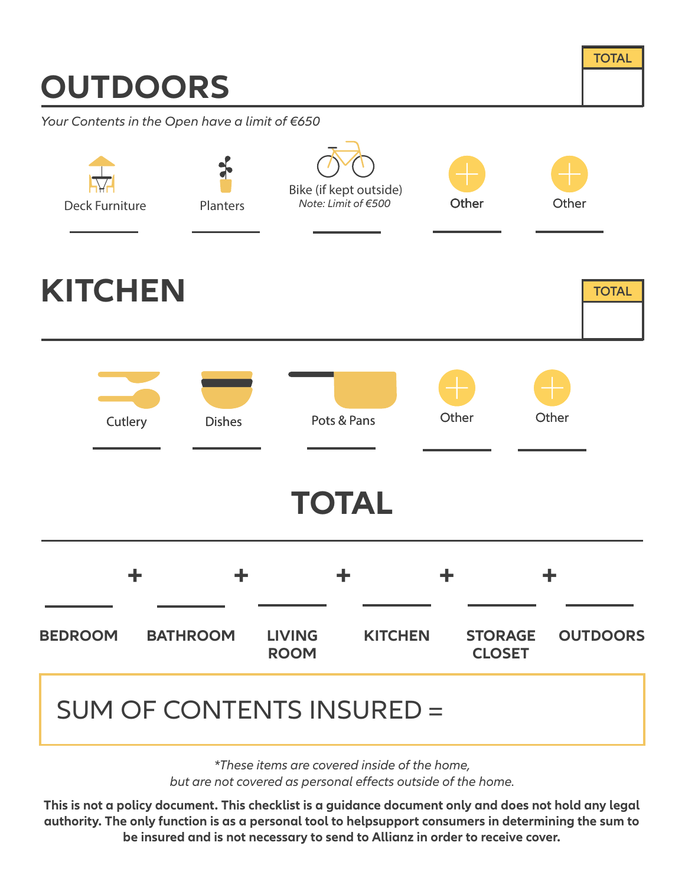# OUTDOORS

| TOTAL |
| --- |
| |

*Your Contents in the Open have a limit of €650*

- Deck Furniture ______
- Planters ______
- Bike (if kept outside) *Note: Limit of €500* ______
- Other ______
- Other ______

# KITCHEN

| TOTAL |
| --- |
| |

- Cutlery ______
- Dishes ______
- Pots & Pans ______
- Other ______
- Other ______

# TOTAL

______ + ______ + ______ + ______ + ______ + ______

**BEDROOM** + **BATHROOM** + **LIVING ROOM** + **KITCHEN** + **STORAGE CLOSET** + **OUTDOORS**

SUM OF CONTENTS INSURED =

*\*These items are covered inside of the home, but are not covered as personal effects outside of the home.*

**This is not a policy document. This checklist is a guidance document only and does not hold any legal authority. The only function is as a personal tool to helpsupport consumers in determining the sum to be insured and is not necessary to send to Allianz in order to receive cover.**